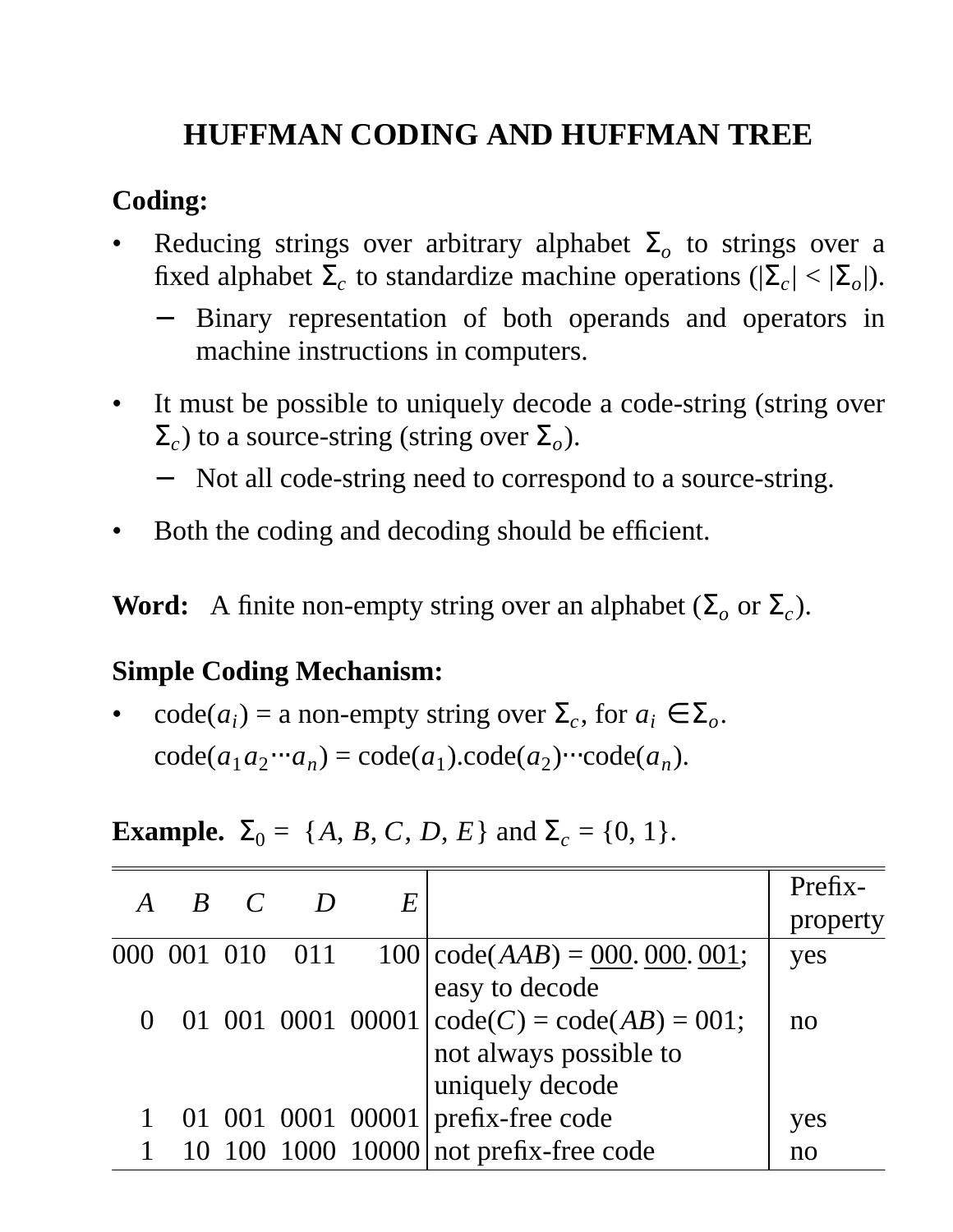# HUFFMAN CODING AND HUFFMAN TREE

**Coding:**

- Reducing strings over arbitrary alphabet $\Sigma_o$ to strings over a fixed alphabet $\Sigma_c$ to standardize machine operations ($|\Sigma_c| < |\Sigma_o|$).
  - Binary representation of both operands and operators in machine instructions in computers.
- It must be possible to uniquely decode a code-string (string over $\Sigma_c$) to a source-string (string over $\Sigma_o$).
  - Not all code-string need to correspond to a source-string.
- Both the coding and decoding should be efficient.

**Word:** A finite non-empty string over an alphabet ($\Sigma_o$ or $\Sigma_c$).

**Simple Coding Mechanism:**

- code($a_i$) = a non-empty string over $\Sigma_c$, for $a_i \in \Sigma_o$.

  code($a_1 a_2 \cdots a_n$) = code($a_1$).code($a_2$)$\cdots$code($a_n$).

**Example.** $\Sigma_0$ = $\{A, B, C, D, E\}$ and $\Sigma_c$ = {0, 1}.

| $A$ | $B$ | $C$ | $D$ | $E$ | | Prefix-property |
|---|---|---|---|---|---|---|
| 000 | 001 | 010 | 011 | 100 | code($AAB$) = <u>000</u>. <u>000</u>. <u>001</u>; easy to decode | yes |
| 0 | 01 | 001 | 0001 | 00001 | code($C$) = code($AB$) = 001; not always possible to uniquely decode | no |
| 1 | 01 | 001 | 0001 | 00001 | prefix-free code | yes |
| 1 | 10 | 100 | 1000 | 10000 | not prefix-free code | no |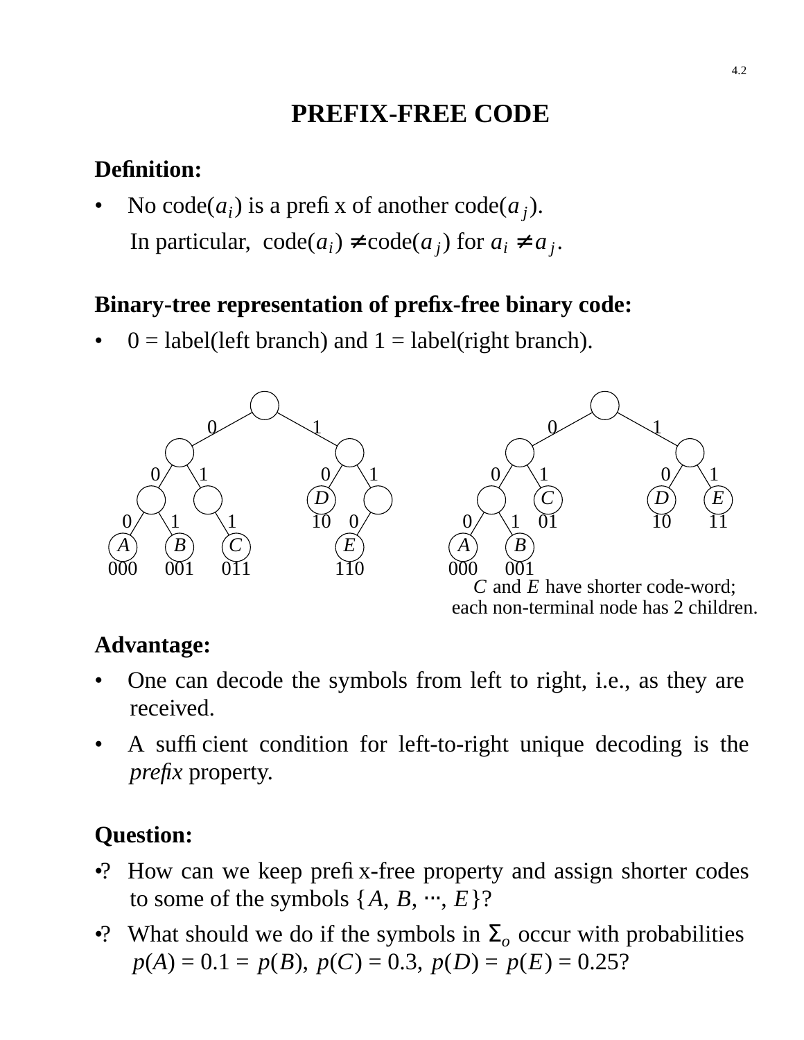# PREFIX-FREE CODE

**Definition:**

- No code($a_i$) is a prefix of another code($a_j$).

  In particular, code($a_i$) $\neq$ code($a_j$) for $a_i \neq a_j$.

**Binary-tree representation of prefix-free binary code:**

- 0 = label(left branch) and 1 = label(right branch).

*C* and *E* have shorter code-word; each non-terminal node has 2 children.

**Advantage:**

- One can decode the symbols from left to right, i.e., as they are received.
- A sufficient condition for left-to-right unique decoding is the *prefix* property.

**Question:**

- ? How can we keep prefix-free property and assign shorter codes to some of the symbols $\{A, B, \cdots, E\}$?
- ? What should we do if the symbols in $\Sigma_o$ occur with probabilities $p(A) = 0.1 = p(B)$, $p(C) = 0.3$, $p(D) = p(E) = 0.25$?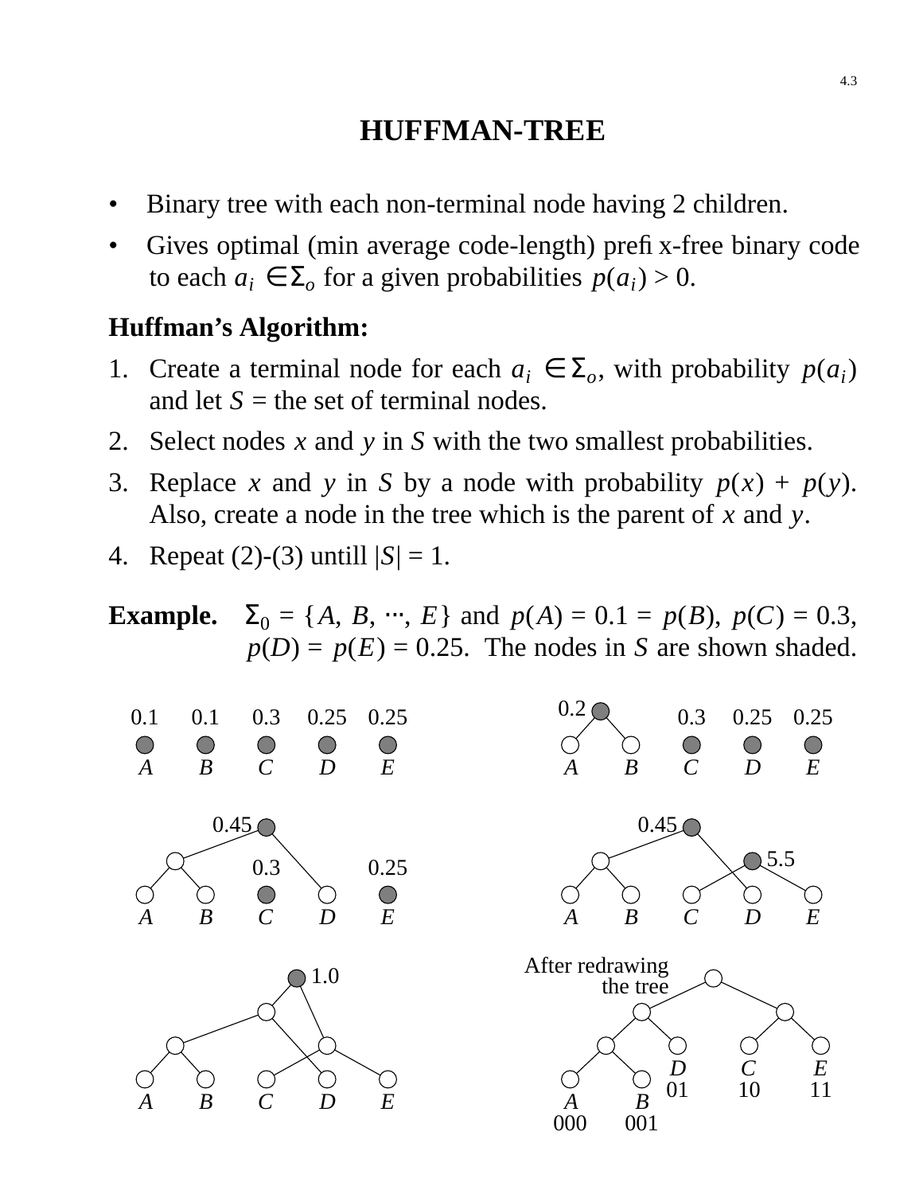# HUFFMAN-TREE

- Binary tree with each non-terminal node having 2 children.
- Gives optimal (min average code-length) prefix-free binary code to each $a_i \in \Sigma_o$ for a given probabilities $p(a_i) > 0$.

**Huffman's Algorithm:**

1. Create a terminal node for each $a_i \in \Sigma_o$, with probability $p(a_i)$ and let $S$ = the set of terminal nodes.
2. Select nodes $x$ and $y$ in $S$ with the two smallest probabilities.
3. Replace $x$ and $y$ in $S$ by a node with probability $p(x) + p(y)$. Also, create a node in the tree which is the parent of $x$ and $y$.
4. Repeat (2)-(3) untill $|S| = 1$.

**Example.** $\Sigma_0 = \{A, B, \cdots, E\}$ and $p(A) = 0.1 = p(B)$, $p(C) = 0.3$, $p(D) = p(E) = 0.25$. The nodes in $S$ are shown shaded.

0.1 0.1 0.3 0.25 0.25
A B C D E

0.2 0.3 0.25 0.25
A B C D E

0.45 0.3 0.25
A B C D E

0.45 5.5
A B C D E

1.0
A B C D E

After redrawing the tree

D 01, C 10, E 11, A 000, B 001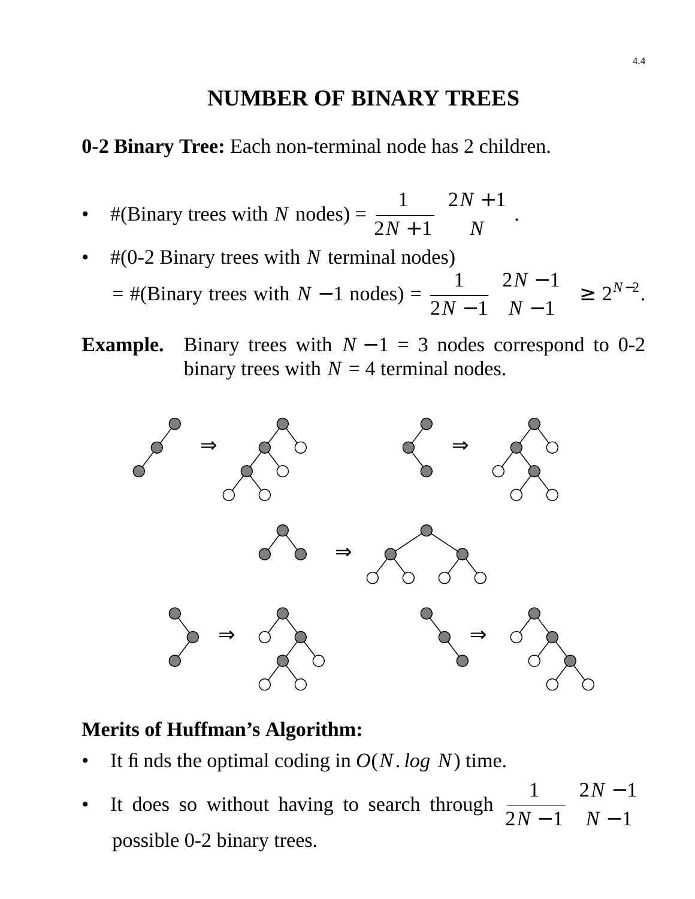# NUMBER OF BINARY TREES

**0-2 Binary Tree:** Each non-terminal node has 2 children.

- #(Binary trees with $N$ nodes) = $\frac{1}{2N+1}\binom{2N+1}{N}$.
- #(0-2 Binary trees with $N$ terminal nodes)

  = #(Binary trees with $N-1$ nodes) = $\frac{1}{2N-1}\binom{2N-1}{N-1} \geq 2^{N-2}$.

**Example.** Binary trees with $N-1 = 3$ nodes correspond to 0-2 binary trees with $N = 4$ terminal nodes.

**Merits of Huffman's Algorithm:**

- It finds the optimal coding in $O(N.\, log\ N)$ time.
- It does so without having to search through $\frac{1}{2N-1}\binom{2N-1}{N-1}$ possible 0-2 binary trees.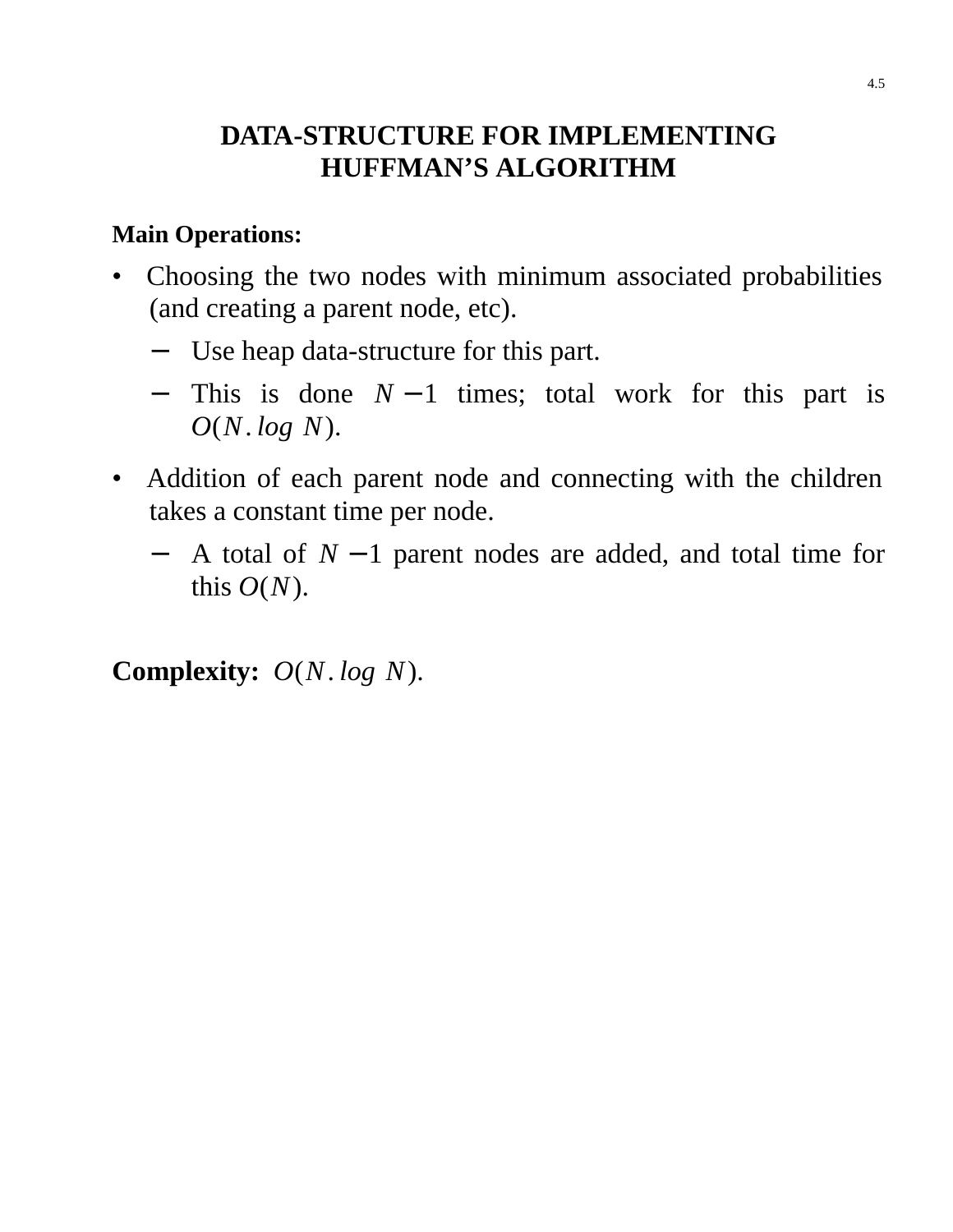# DATA-STRUCTURE FOR IMPLEMENTING HUFFMAN'S ALGORITHM

**Main Operations:**

- Choosing the two nodes with minimum associated probabilities (and creating a parent node, etc).
  - Use heap data-structure for this part.
  - This is done $N-1$ times; total work for this part is $O(N. log\ N)$.
- Addition of each parent node and connecting with the children takes a constant time per node.
  - A total of $N-1$ parent nodes are added, and total time for this $O(N)$.

**Complexity:** $O(N. log\ N)$.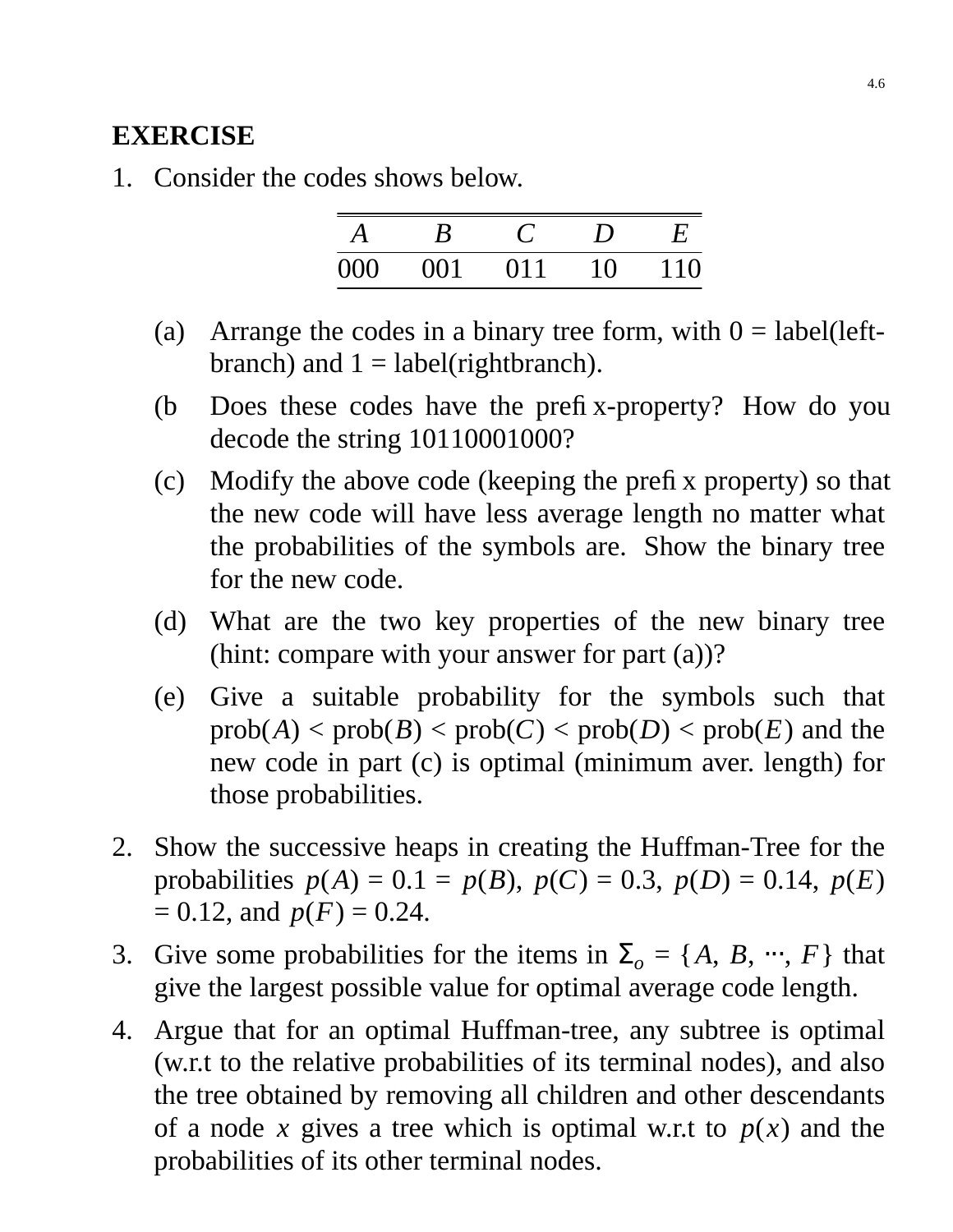## EXERCISE

1. Consider the codes shows below.

| $A$ | $B$ | $C$ | $D$ | $E$ |
|---|---|---|---|---|
| 000 | 001 | 011 | 10 | 110 |

   (a) Arrange the codes in a binary tree form, with 0 = label(left-branch) and 1 = label(rightbranch).

   (b Does these codes have the prefix-property? How do you decode the string 10110001000?

   (c) Modify the above code (keeping the prefix property) so that the new code will have less average length no matter what the probabilities of the symbols are. Show the binary tree for the new code.

   (d) What are the two key properties of the new binary tree (hint: compare with your answer for part (a))?

   (e) Give a suitable probability for the symbols such that prob($A$) < prob($B$) < prob($C$) < prob($D$) < prob($E$) and the new code in part (c) is optimal (minimum aver. length) for those probabilities.

2. Show the successive heaps in creating the Huffman-Tree for the probabilities $p(A) = 0.1 = p(B)$, $p(C) = 0.3$, $p(D) = 0.14$, $p(E) = 0.12$, and $p(F) = 0.24$.

3. Give some probabilities for the items in $\Sigma_o = \{A, B, \cdots, F\}$ that give the largest possible value for optimal average code length.

4. Argue that for an optimal Huffman-tree, any subtree is optimal (w.r.t to the relative probabilities of its terminal nodes), and also the tree obtained by removing all children and other descendants of a node $x$ gives a tree which is optimal w.r.t to $p(x)$ and the probabilities of its other terminal nodes.